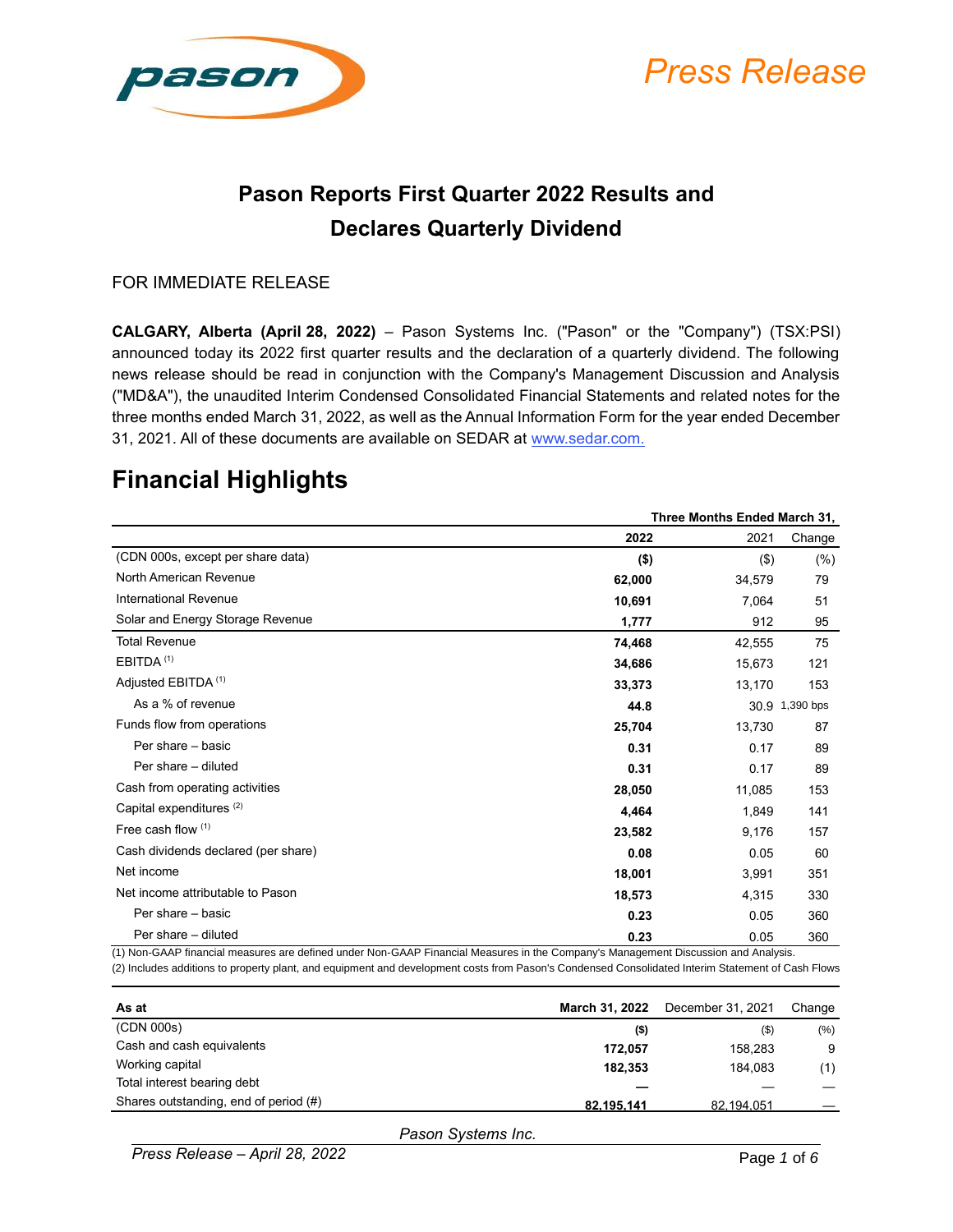# Pason Reports First Quarter 2022 Results and Declares Quarterly Dividend

FOR IMMEDIATE RELEASE

**CALGARY, Alberta (April 28, 2022)** – Pason Systems Inc. ("Pason" or the "Company") (TSX:PSI) announced today its 2022 first quarter results and the declaration of a quarterly dividend. The following news release should be read in conjunction with the Company's Management Discussion and Analysis ("MD&A"), the unaudited Interim Condensed Consolidated Financial Statements and related notes for the three months ended March 31, 2022, as well as the Annual Information Form for the year ended December 31, 2021. All of these documents are available on SEDAR at www.sedar.com.

## Financial Highlights

| | Three Months Ended March 31, | | |
|---|---|---|---|
| | **2022** | 2021 | Change |
| (CDN 000s, except per share data) | **($)** | ($) | (%) |
| North American Revenue | **62,000** | 34,579 | 79 |
| International Revenue | **10,691** | 7,064 | 51 |
| Solar and Energy Storage Revenue | **1,777** | 912 | 95 |
| Total Revenue | **74,468** | 42,555 | 75 |
| EBITDA (1) | **34,686** | 15,673 | 121 |
| Adjusted EBITDA (1) | **33,373** | 13,170 | 153 |
| As a % of revenue | **44.8** | 30.9 | 1,390 bps |
| Funds flow from operations | **25,704** | 13,730 | 87 |
| Per share – basic | **0.31** | 0.17 | 89 |
| Per share – diluted | **0.31** | 0.17 | 89 |
| Cash from operating activities | **28,050** | 11,085 | 153 |
| Capital expenditures (2) | **4,464** | 1,849 | 141 |
| Free cash flow (1) | **23,582** | 9,176 | 157 |
| Cash dividends declared (per share) | **0.08** | 0.05 | 60 |
| Net income | **18,001** | 3,991 | 351 |
| Net income attributable to Pason | **18,573** | 4,315 | 330 |
| Per share – basic | **0.23** | 0.05 | 360 |
| Per share – diluted | **0.23** | 0.05 | 360 |

(1) Non-GAAP financial measures are defined under Non-GAAP Financial Measures in the Company's Management Discussion and Analysis.
(2) Includes additions to property plant, and equipment and development costs from Pason's Condensed Consolidated Interim Statement of Cash Flows

| As at | **March 31, 2022** | December 31, 2021 | Change |
|---|---|---|---|
| (CDN 000s) | **($)** | ($) | (%) |
| Cash and cash equivalents | **172,057** | 158,283 | 9 |
| Working capital | **182,353** | 184,083 | (1) |
| Total interest bearing debt | **—** | — | — |
| Shares outstanding, end of period (#) | **82,195,141** | 82,194,051 | — |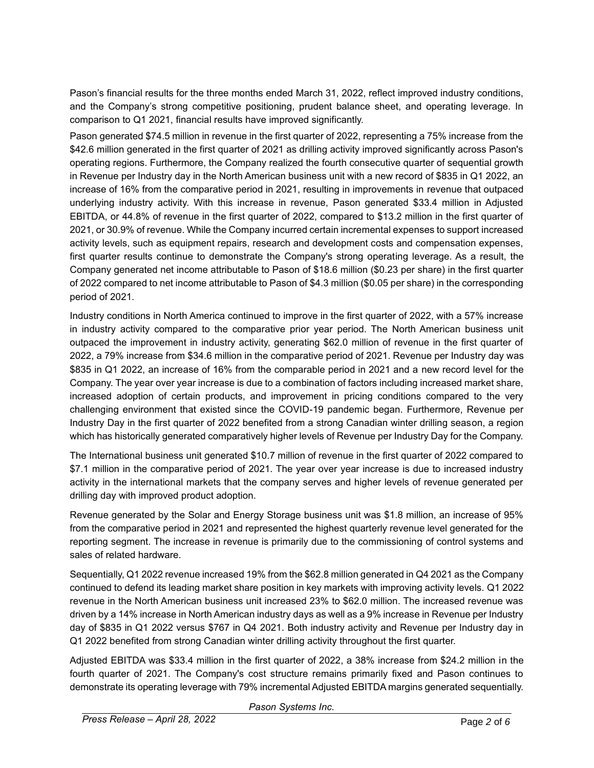Pason's financial results for the three months ended March 31, 2022, reflect improved industry conditions, and the Company's strong competitive positioning, prudent balance sheet, and operating leverage. In comparison to Q1 2021, financial results have improved significantly.

Pason generated $74.5 million in revenue in the first quarter of 2022, representing a 75% increase from the $42.6 million generated in the first quarter of 2021 as drilling activity improved significantly across Pason's operating regions. Furthermore, the Company realized the fourth consecutive quarter of sequential growth in Revenue per Industry day in the North American business unit with a new record of $835 in Q1 2022, an increase of 16% from the comparative period in 2021, resulting in improvements in revenue that outpaced underlying industry activity. With this increase in revenue, Pason generated $33.4 million in Adjusted EBITDA, or 44.8% of revenue in the first quarter of 2022, compared to $13.2 million in the first quarter of 2021, or 30.9% of revenue. While the Company incurred certain incremental expenses to support increased activity levels, such as equipment repairs, research and development costs and compensation expenses, first quarter results continue to demonstrate the Company's strong operating leverage. As a result, the Company generated net income attributable to Pason of $18.6 million ($0.23 per share) in the first quarter of 2022 compared to net income attributable to Pason of $4.3 million ($0.05 per share) in the corresponding period of 2021.

Industry conditions in North America continued to improve in the first quarter of 2022, with a 57% increase in industry activity compared to the comparative prior year period. The North American business unit outpaced the improvement in industry activity, generating $62.0 million of revenue in the first quarter of 2022, a 79% increase from $34.6 million in the comparative period of 2021. Revenue per Industry day was $835 in Q1 2022, an increase of 16% from the comparable period in 2021 and a new record level for the Company. The year over year increase is due to a combination of factors including increased market share, increased adoption of certain products, and improvement in pricing conditions compared to the very challenging environment that existed since the COVID-19 pandemic began. Furthermore, Revenue per Industry Day in the first quarter of 2022 benefited from a strong Canadian winter drilling season, a region which has historically generated comparatively higher levels of Revenue per Industry Day for the Company.

The International business unit generated $10.7 million of revenue in the first quarter of 2022 compared to $7.1 million in the comparative period of 2021. The year over year increase is due to increased industry activity in the international markets that the company serves and higher levels of revenue generated per drilling day with improved product adoption.

Revenue generated by the Solar and Energy Storage business unit was $1.8 million, an increase of 95% from the comparative period in 2021 and represented the highest quarterly revenue level generated for the reporting segment. The increase in revenue is primarily due to the commissioning of control systems and sales of related hardware.

Sequentially, Q1 2022 revenue increased 19% from the $62.8 million generated in Q4 2021 as the Company continued to defend its leading market share position in key markets with improving activity levels. Q1 2022 revenue in the North American business unit increased 23% to $62.0 million. The increased revenue was driven by a 14% increase in North American industry days as well as a 9% increase in Revenue per Industry day of $835 in Q1 2022 versus $767 in Q4 2021. Both industry activity and Revenue per Industry day in Q1 2022 benefited from strong Canadian winter drilling activity throughout the first quarter.

Adjusted EBITDA was $33.4 million in the first quarter of 2022, a 38% increase from $24.2 million in the fourth quarter of 2021. The Company's cost structure remains primarily fixed and Pason continues to demonstrate its operating leverage with 79% incremental Adjusted EBITDA margins generated sequentially.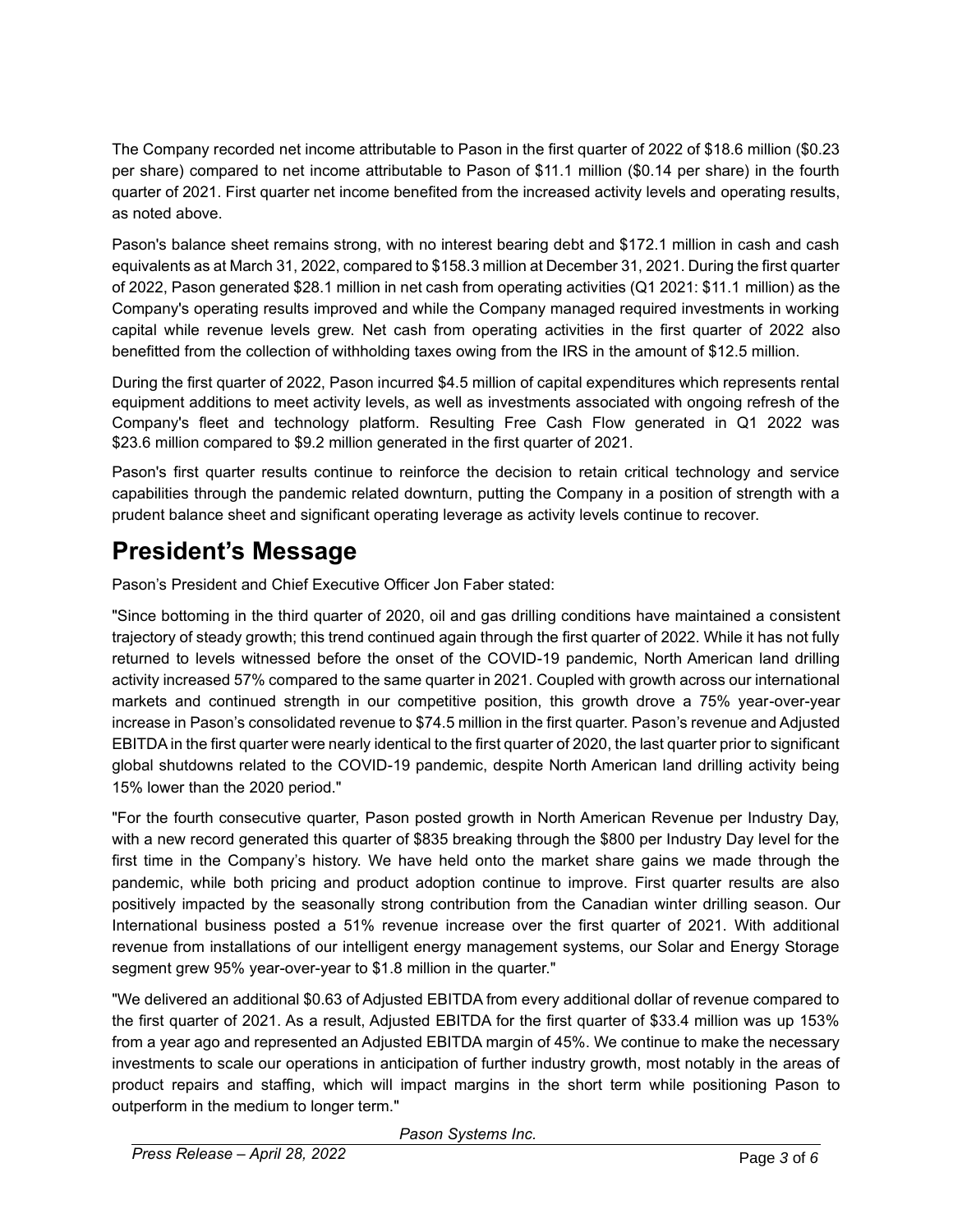The Company recorded net income attributable to Pason in the first quarter of 2022 of $18.6 million ($0.23 per share) compared to net income attributable to Pason of $11.1 million ($0.14 per share) in the fourth quarter of 2021. First quarter net income benefited from the increased activity levels and operating results, as noted above.

Pason's balance sheet remains strong, with no interest bearing debt and $172.1 million in cash and cash equivalents as at March 31, 2022, compared to $158.3 million at December 31, 2021. During the first quarter of 2022, Pason generated $28.1 million in net cash from operating activities (Q1 2021: $11.1 million) as the Company's operating results improved and while the Company managed required investments in working capital while revenue levels grew. Net cash from operating activities in the first quarter of 2022 also benefitted from the collection of withholding taxes owing from the IRS in the amount of $12.5 million.

During the first quarter of 2022, Pason incurred $4.5 million of capital expenditures which represents rental equipment additions to meet activity levels, as well as investments associated with ongoing refresh of the Company's fleet and technology platform. Resulting Free Cash Flow generated in Q1 2022 was $23.6 million compared to $9.2 million generated in the first quarter of 2021.

Pason's first quarter results continue to reinforce the decision to retain critical technology and service capabilities through the pandemic related downturn, putting the Company in a position of strength with a prudent balance sheet and significant operating leverage as activity levels continue to recover.

# President's Message

Pason's President and Chief Executive Officer Jon Faber stated:

"Since bottoming in the third quarter of 2020, oil and gas drilling conditions have maintained a consistent trajectory of steady growth; this trend continued again through the first quarter of 2022. While it has not fully returned to levels witnessed before the onset of the COVID-19 pandemic, North American land drilling activity increased 57% compared to the same quarter in 2021. Coupled with growth across our international markets and continued strength in our competitive position, this growth drove a 75% year-over-year increase in Pason's consolidated revenue to $74.5 million in the first quarter. Pason's revenue and Adjusted EBITDA in the first quarter were nearly identical to the first quarter of 2020, the last quarter prior to significant global shutdowns related to the COVID-19 pandemic, despite North American land drilling activity being 15% lower than the 2020 period."

"For the fourth consecutive quarter, Pason posted growth in North American Revenue per Industry Day, with a new record generated this quarter of $835 breaking through the $800 per Industry Day level for the first time in the Company's history. We have held onto the market share gains we made through the pandemic, while both pricing and product adoption continue to improve. First quarter results are also positively impacted by the seasonally strong contribution from the Canadian winter drilling season. Our International business posted a 51% revenue increase over the first quarter of 2021. With additional revenue from installations of our intelligent energy management systems, our Solar and Energy Storage segment grew 95% year-over-year to $1.8 million in the quarter."

"We delivered an additional $0.63 of Adjusted EBITDA from every additional dollar of revenue compared to the first quarter of 2021. As a result, Adjusted EBITDA for the first quarter of $33.4 million was up 153% from a year ago and represented an Adjusted EBITDA margin of 45%. We continue to make the necessary investments to scale our operations in anticipation of further industry growth, most notably in the areas of product repairs and staffing, which will impact margins in the short term while positioning Pason to outperform in the medium to longer term."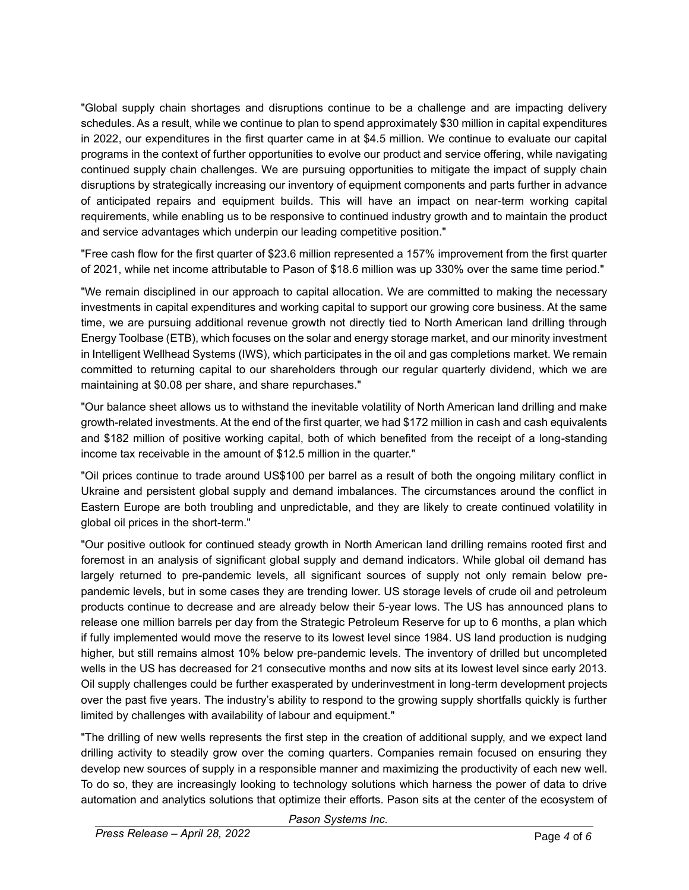"Global supply chain shortages and disruptions continue to be a challenge and are impacting delivery schedules. As a result, while we continue to plan to spend approximately $30 million in capital expenditures in 2022, our expenditures in the first quarter came in at $4.5 million. We continue to evaluate our capital programs in the context of further opportunities to evolve our product and service offering, while navigating continued supply chain challenges. We are pursuing opportunities to mitigate the impact of supply chain disruptions by strategically increasing our inventory of equipment components and parts further in advance of anticipated repairs and equipment builds. This will have an impact on near-term working capital requirements, while enabling us to be responsive to continued industry growth and to maintain the product and service advantages which underpin our leading competitive position."

"Free cash flow for the first quarter of $23.6 million represented a 157% improvement from the first quarter of 2021, while net income attributable to Pason of $18.6 million was up 330% over the same time period."

"We remain disciplined in our approach to capital allocation. We are committed to making the necessary investments in capital expenditures and working capital to support our growing core business. At the same time, we are pursuing additional revenue growth not directly tied to North American land drilling through Energy Toolbase (ETB), which focuses on the solar and energy storage market, and our minority investment in Intelligent Wellhead Systems (IWS), which participates in the oil and gas completions market. We remain committed to returning capital to our shareholders through our regular quarterly dividend, which we are maintaining at $0.08 per share, and share repurchases."

"Our balance sheet allows us to withstand the inevitable volatility of North American land drilling and make growth-related investments. At the end of the first quarter, we had $172 million in cash and cash equivalents and $182 million of positive working capital, both of which benefited from the receipt of a long-standing income tax receivable in the amount of $12.5 million in the quarter."

"Oil prices continue to trade around US$100 per barrel as a result of both the ongoing military conflict in Ukraine and persistent global supply and demand imbalances. The circumstances around the conflict in Eastern Europe are both troubling and unpredictable, and they are likely to create continued volatility in global oil prices in the short-term."

"Our positive outlook for continued steady growth in North American land drilling remains rooted first and foremost in an analysis of significant global supply and demand indicators. While global oil demand has largely returned to pre-pandemic levels, all significant sources of supply not only remain below pre-pandemic levels, but in some cases they are trending lower. US storage levels of crude oil and petroleum products continue to decrease and are already below their 5-year lows. The US has announced plans to release one million barrels per day from the Strategic Petroleum Reserve for up to 6 months, a plan which if fully implemented would move the reserve to its lowest level since 1984. US land production is nudging higher, but still remains almost 10% below pre-pandemic levels. The inventory of drilled but uncompleted wells in the US has decreased for 21 consecutive months and now sits at its lowest level since early 2013. Oil supply challenges could be further exasperated by underinvestment in long-term development projects over the past five years. The industry's ability to respond to the growing supply shortfalls quickly is further limited by challenges with availability of labour and equipment."

"The drilling of new wells represents the first step in the creation of additional supply, and we expect land drilling activity to steadily grow over the coming quarters. Companies remain focused on ensuring they develop new sources of supply in a responsible manner and maximizing the productivity of each new well. To do so, they are increasingly looking to technology solutions which harness the power of data to drive automation and analytics solutions that optimize their efforts. Pason sits at the center of the ecosystem of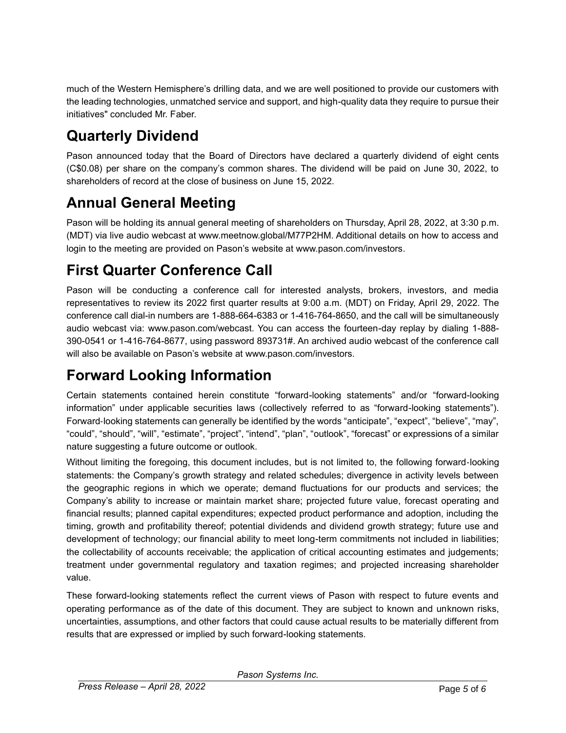much of the Western Hemisphere's drilling data, and we are well positioned to provide our customers with the leading technologies, unmatched service and support, and high-quality data they require to pursue their initiatives" concluded Mr. Faber.

# Quarterly Dividend

Pason announced today that the Board of Directors have declared a quarterly dividend of eight cents (C$0.08) per share on the company's common shares. The dividend will be paid on June 30, 2022, to shareholders of record at the close of business on June 15, 2022.

# Annual General Meeting

Pason will be holding its annual general meeting of shareholders on Thursday, April 28, 2022, at 3:30 p.m. (MDT) via live audio webcast at www.meetnow.global/M77P2HM. Additional details on how to access and login to the meeting are provided on Pason's website at www.pason.com/investors.

# First Quarter Conference Call

Pason will be conducting a conference call for interested analysts, brokers, investors, and media representatives to review its 2022 first quarter results at 9:00 a.m. (MDT) on Friday, April 29, 2022. The conference call dial-in numbers are 1-888-664-6383 or 1-416-764-8650, and the call will be simultaneously audio webcast via: www.pason.com/webcast. You can access the fourteen-day replay by dialing 1-888-390-0541 or 1-416-764-8677, using password 893731#. An archived audio webcast of the conference call will also be available on Pason's website at www.pason.com/investors.

# Forward Looking Information

Certain statements contained herein constitute "forward-looking statements" and/or "forward-looking information" under applicable securities laws (collectively referred to as "forward-looking statements"). Forward-looking statements can generally be identified by the words "anticipate", "expect", "believe", "may", "could", "should", "will", "estimate", "project", "intend", "plan", "outlook", "forecast" or expressions of a similar nature suggesting a future outcome or outlook.

Without limiting the foregoing, this document includes, but is not limited to, the following forward-looking statements: the Company's growth strategy and related schedules; divergence in activity levels between the geographic regions in which we operate; demand fluctuations for our products and services; the Company's ability to increase or maintain market share; projected future value, forecast operating and financial results; planned capital expenditures; expected product performance and adoption, including the timing, growth and profitability thereof; potential dividends and dividend growth strategy; future use and development of technology; our financial ability to meet long-term commitments not included in liabilities; the collectability of accounts receivable; the application of critical accounting estimates and judgements; treatment under governmental regulatory and taxation regimes; and projected increasing shareholder value.

These forward-looking statements reflect the current views of Pason with respect to future events and operating performance as of the date of this document. They are subject to known and unknown risks, uncertainties, assumptions, and other factors that could cause actual results to be materially different from results that are expressed or implied by such forward-looking statements.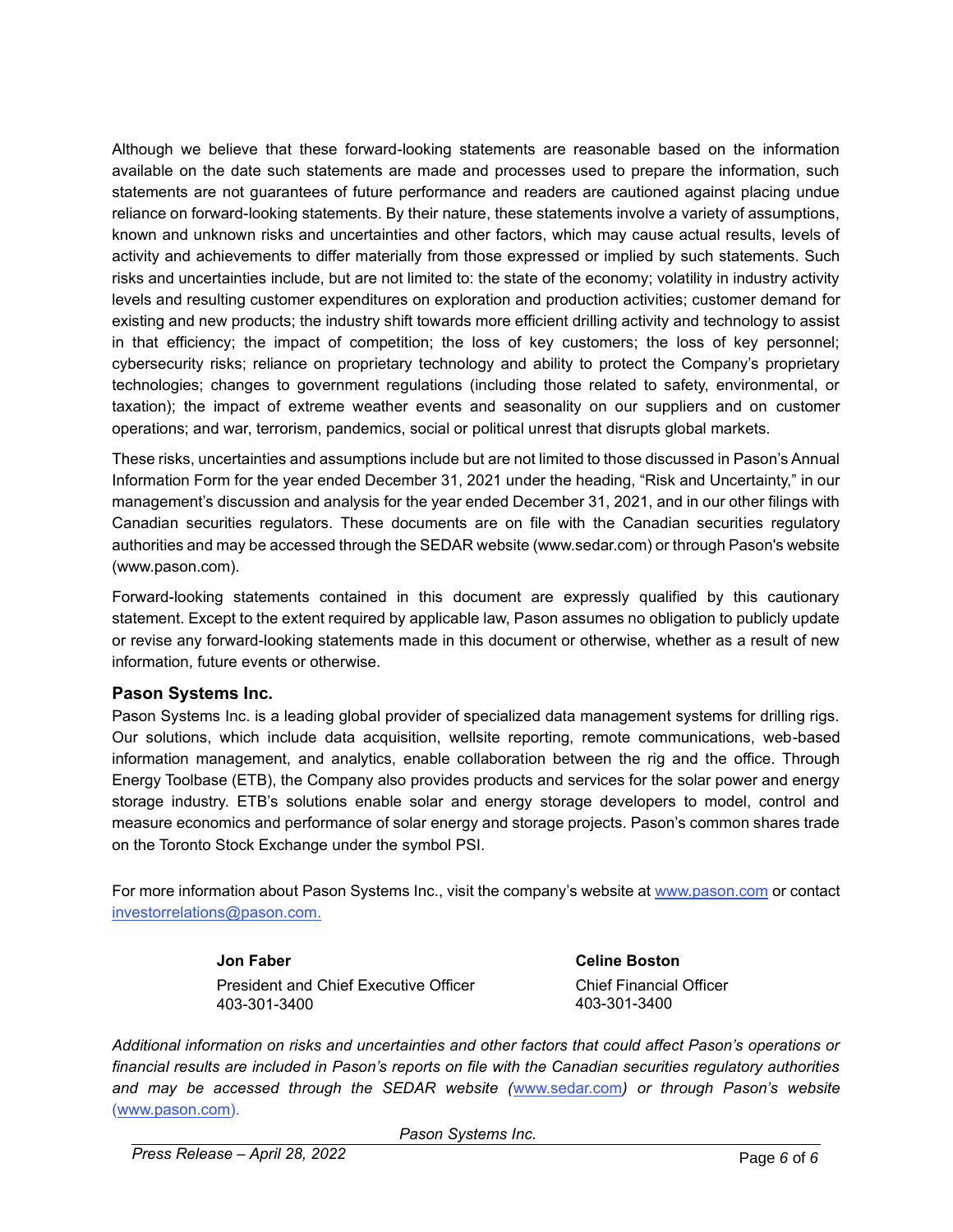Although we believe that these forward-looking statements are reasonable based on the information available on the date such statements are made and processes used to prepare the information, such statements are not guarantees of future performance and readers are cautioned against placing undue reliance on forward-looking statements. By their nature, these statements involve a variety of assumptions, known and unknown risks and uncertainties and other factors, which may cause actual results, levels of activity and achievements to differ materially from those expressed or implied by such statements. Such risks and uncertainties include, but are not limited to: the state of the economy; volatility in industry activity levels and resulting customer expenditures on exploration and production activities; customer demand for existing and new products; the industry shift towards more efficient drilling activity and technology to assist in that efficiency; the impact of competition; the loss of key customers; the loss of key personnel; cybersecurity risks; reliance on proprietary technology and ability to protect the Company's proprietary technologies; changes to government regulations (including those related to safety, environmental, or taxation); the impact of extreme weather events and seasonality on our suppliers and on customer operations; and war, terrorism, pandemics, social or political unrest that disrupts global markets.

These risks, uncertainties and assumptions include but are not limited to those discussed in Pason's Annual Information Form for the year ended December 31, 2021 under the heading, "Risk and Uncertainty," in our management's discussion and analysis for the year ended December 31, 2021, and in our other filings with Canadian securities regulators. These documents are on file with the Canadian securities regulatory authorities and may be accessed through the SEDAR website (www.sedar.com) or through Pason's website (www.pason.com).

Forward-looking statements contained in this document are expressly qualified by this cautionary statement. Except to the extent required by applicable law, Pason assumes no obligation to publicly update or revise any forward-looking statements made in this document or otherwise, whether as a result of new information, future events or otherwise.

### Pason Systems Inc.

Pason Systems Inc. is a leading global provider of specialized data management systems for drilling rigs. Our solutions, which include data acquisition, wellsite reporting, remote communications, web-based information management, and analytics, enable collaboration between the rig and the office. Through Energy Toolbase (ETB), the Company also provides products and services for the solar power and energy storage industry. ETB's solutions enable solar and energy storage developers to model, control and measure economics and performance of solar energy and storage projects. Pason's common shares trade on the Toronto Stock Exchange under the symbol PSI.

For more information about Pason Systems Inc., visit the company's website at www.pason.com or contact investorrelations@pason.com.

**Jon Faber**
President and Chief Executive Officer
403-301-3400

**Celine Boston**
Chief Financial Officer
403-301-3400

*Additional information on risks and uncertainties and other factors that could affect Pason's operations or financial results are included in Pason's reports on file with the Canadian securities regulatory authorities and may be accessed through the SEDAR website (www.sedar.com) or through Pason's website (www.pason.com).*